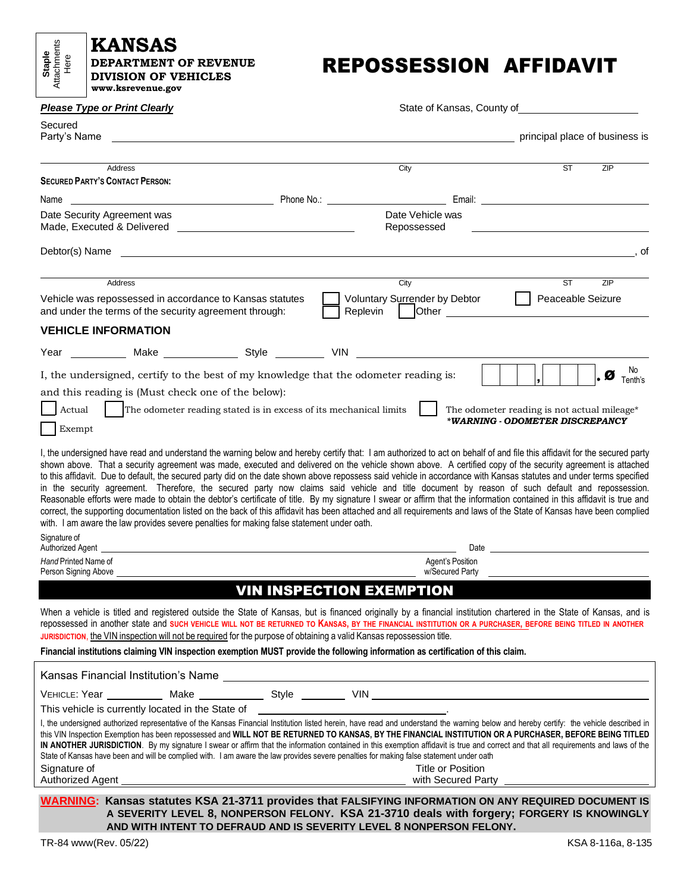Staple Attachments Here

# KANSAS
**DEPARTMENT OF REVENUE**
**DIVISION OF VEHICLES**
**www.ksrevenue.gov**

# REPOSSESSION AFFIDAVIT

***Please Type or Print Clearly***

State of Kansas, County of ____________________

Secured Party's Name ______________________________________________ principal place of business is

______________________________________________
Address | City | ST | ZIP

**SECURED PARTY'S CONTACT PERSON:**

Name ______________________ Phone No.: ______________________ Email: ______________________

Date Security Agreement was Made, Executed & Delivered ______________________ Date Vehicle was Repossessed ______________________

Debtor(s) Name ______________________________________________, of

______________________________________________
Address | City | ST | ZIP

Vehicle was repossessed in accordance to Kansas statutes and under the terms of the security agreement through: ☐ Voluntary Surrender by Debtor ☐ Peaceable Seizure ☐ Replevin ☐ Other ______________________

### VEHICLE INFORMATION

Year __________ Make ______________ Style __________ VIN ______________________________

I, the undersigned, certify to the best of my knowledge that the odometer reading is: ☐☐☐, ☐☐☐ . Ø No Tenth's

and this reading is (Must check one of the below):

☐ Actual ☐ The odometer reading stated is in excess of its mechanical limits ☐ The odometer reading is not actual mileage*
***WARNING - ODOMETER DISCREPANCY***

☐ Exempt

I, the undersigned have read and understand the warning below and hereby certify that: I am authorized to act on behalf of and file this affidavit for the secured party shown above. That a security agreement was made, executed and delivered on the vehicle shown above. A certified copy of the security agreement is attached to this affidavit. Due to default, the secured party did on the date shown above repossess said vehicle in accordance with Kansas statutes and under terms specified in the security agreement. Therefore, the secured party now claims said vehicle and title document by reason of such default and repossession. Reasonable efforts were made to obtain the debtor's certificate of title. By my signature I swear or affirm that the information contained in this affidavit is true and correct, the supporting documentation listed on the back of this affidavit has been attached and all requirements and laws of the State of Kansas have been complied with. I am aware the law provides severe penalties for making false statement under oath.

Signature of Authorized Agent ______________________________________________ Date ______________________

*Hand* Printed Name of Person Signing Above ______________________________ Agent's Position w/Secured Party ______________________

## VIN INSPECTION EXEMPTION

When a vehicle is titled and registered outside the State of Kansas, but is financed originally by a financial institution chartered in the State of Kansas, and is repossessed in another state and **SUCH VEHICLE WILL NOT BE RETURNED TO KANSAS, BY THE FINANCIAL INSTITUTION OR A PURCHASER, BEFORE BEING TITLED IN ANOTHER JURISDICTION**, the VIN inspection will not be required for the purpose of obtaining a valid Kansas repossession title.

**Financial institutions claiming VIN inspection exemption MUST provide the following information as certification of this claim.**

Kansas Financial Institution's Name ______________________________________________

VEHICLE: Year __________ Make ____________ Style ________ VIN ______________________________

This vehicle is currently located in the State of ______________________________.

I, the undersigned authorized representative of the Kansas Financial Institution listed herein, have read and understand the warning below and hereby certify: the vehicle described in this VIN Inspection Exemption has been repossessed and **WILL NOT BE RETURNED TO KANSAS, BY THE FINANCIAL INSTITUTION OR A PURCHASER, BEFORE BEING TITLED IN ANOTHER JURISDICTION**. By my signature I swear or affirm that the information contained in this exemption affidavit is true and correct and that all requirements and laws of the State of Kansas have been and will be complied with. I am aware the law provides severe penalties for making false statement under oath

Signature of Authorized Agent ______________________________ Title or Position with Secured Party ______________________

**WARNING: Kansas statutes KSA 21-3711 provides that FALSIFYING INFORMATION ON ANY REQUIRED DOCUMENT IS A SEVERITY LEVEL 8, NONPERSON FELONY. KSA 21-3710 deals with forgery; FORGERY IS KNOWINGLY AND WITH INTENT TO DEFRAUD AND IS SEVERITY LEVEL 8 NONPERSON FELONY.**

TR-84 www(Rev. 05/22) KSA 8-116a, 8-135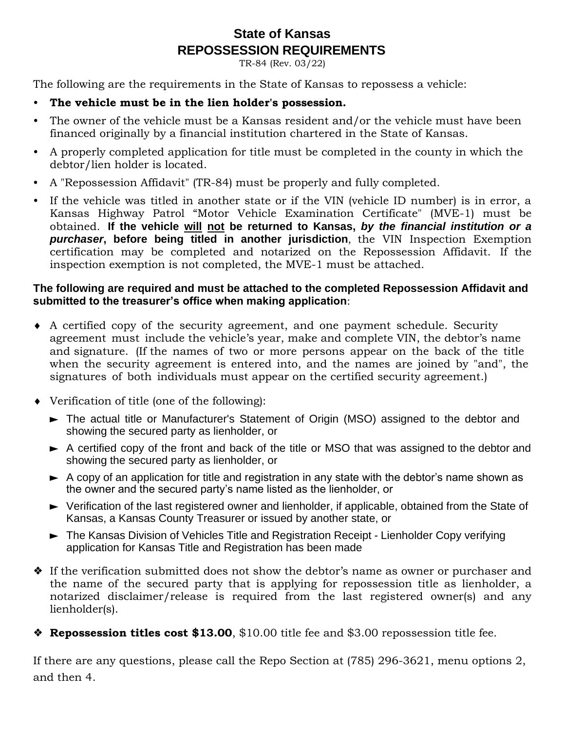# State of Kansas
# REPOSSESSION REQUIREMENTS

TR-84 (Rev. 03/22)

The following are the requirements in the State of Kansas to repossess a vehicle:

- **The vehicle must be in the lien holder's possession.**
- The owner of the vehicle must be a Kansas resident and/or the vehicle must have been financed originally by a financial institution chartered in the State of Kansas.
- A properly completed application for title must be completed in the county in which the debtor/lien holder is located.
- A "Repossession Affidavit" (TR-84) must be properly and fully completed.
- If the vehicle was titled in another state or if the VIN (vehicle ID number) is in error, a Kansas Highway Patrol "Motor Vehicle Examination Certificate" (MVE-1) must be obtained. **If the vehicle <u>will</u> <u>not</u> be returned to Kansas, *by the financial institution or a purchaser*, before being titled in another jurisdiction**, the VIN Inspection Exemption certification may be completed and notarized on the Repossession Affidavit. If the inspection exemption is not completed, the MVE-1 must be attached.

**The following are required and must be attached to the completed Repossession Affidavit and submitted to the treasurer's office when making application**:

- A certified copy of the security agreement, and one payment schedule. Security agreement must include the vehicle's year, make and complete VIN, the debtor's name and signature. (If the names of two or more persons appear on the back of the title when the security agreement is entered into, and the names are joined by "and", the signatures of both individuals must appear on the certified security agreement.)
- Verification of title (one of the following):
  - The actual title or Manufacturer's Statement of Origin (MSO) assigned to the debtor and showing the secured party as lienholder, or
  - A certified copy of the front and back of the title or MSO that was assigned to the debtor and showing the secured party as lienholder, or
  - A copy of an application for title and registration in any state with the debtor's name shown as the owner and the secured party's name listed as the lienholder, or
  - Verification of the last registered owner and lienholder, if applicable, obtained from the State of Kansas, a Kansas County Treasurer or issued by another state, or
  - The Kansas Division of Vehicles Title and Registration Receipt - Lienholder Copy verifying application for Kansas Title and Registration has been made

- If the verification submitted does not show the debtor's name as owner or purchaser and the name of the secured party that is applying for repossession title as lienholder, a notarized disclaimer/release is required from the last registered owner(s) and any lienholder(s).
- **Repossession titles cost $13.00**, $10.00 title fee and $3.00 repossession title fee.

If there are any questions, please call the Repo Section at (785) 296-3621, menu options 2, and then 4.